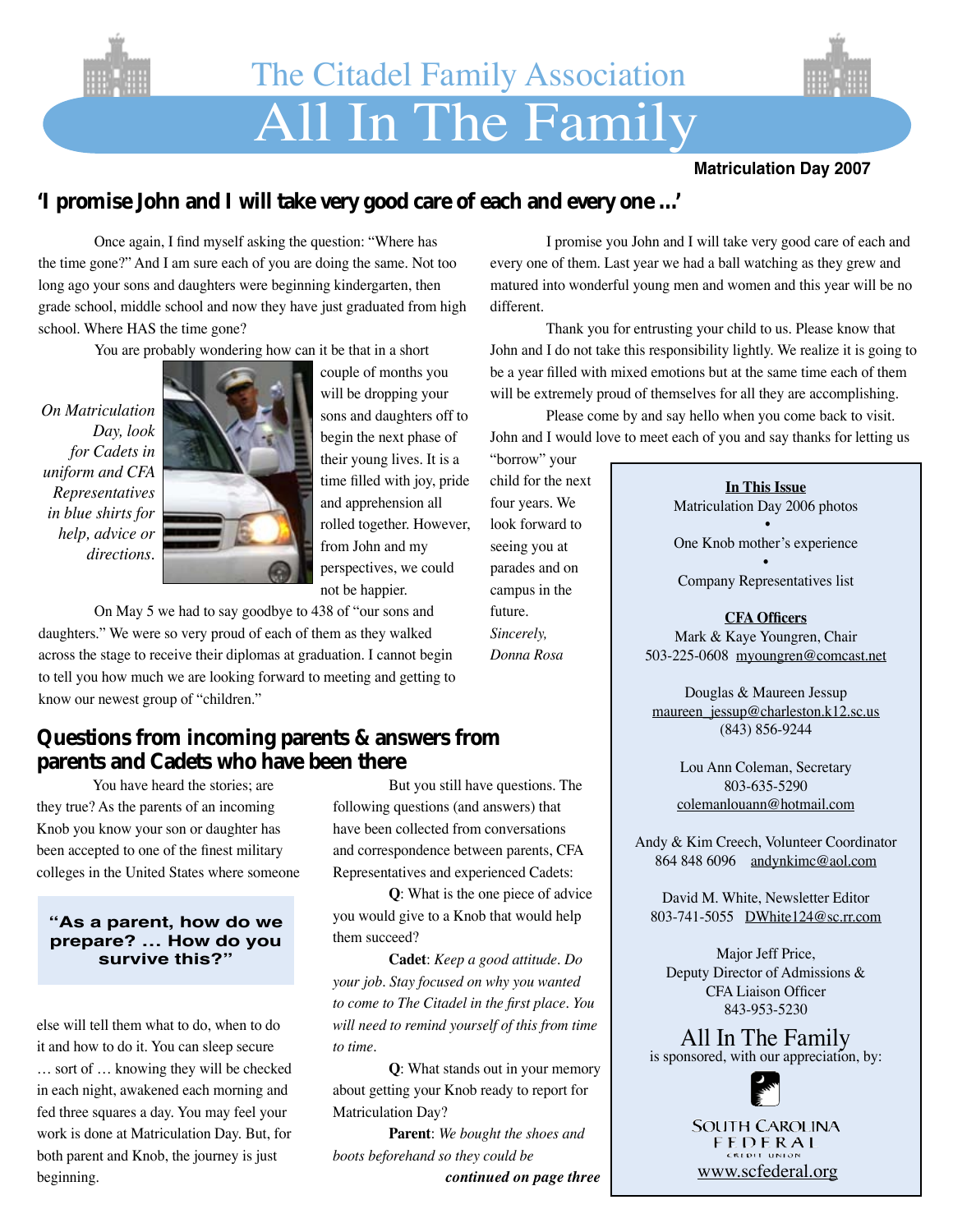# The Citadel Family Association
# All In The Family

**Matriculation Day 2007**

## 'I promise John and I will take very good care of each and every one ...'

Once again, I find myself asking the question: "Where has the time gone?" And I am sure each of you are doing the same. Not too long ago your sons and daughters were beginning kindergarten, then grade school, middle school and now they have just graduated from high school. Where HAS the time gone?

You are probably wondering how can it be that in a short couple of months you will be dropping your sons and daughters off to begin the next phase of their young lives. It is a time filled with joy, pride and apprehension all rolled together. However, from John and my perspectives, we could not be happier.

*On Matriculation Day, look for Cadets in uniform and CFA Representatives in blue shirts for help, advice or directions.*

On May 5 we had to say goodbye to 438 of "our sons and daughters." We were so very proud of each of them as they walked across the stage to receive their diplomas at graduation. I cannot begin to tell you how much we are looking forward to meeting and getting to know our newest group of "children."

I promise you John and I will take very good care of each and every one of them. Last year we had a ball watching as they grew and matured into wonderful young men and women and this year will be no different.

Thank you for entrusting your child to us. Please know that John and I do not take this responsibility lightly. We realize it is going to be a year filled with mixed emotions but at the same time each of them will be extremely proud of themselves for all they are accomplishing.

Please come by and say hello when you come back to visit. John and I would love to meet each of you and say thanks for letting us "borrow" your child for the next four years. We look forward to seeing you at parades and on campus in the future.

*Sincerely,*
*Donna Rosa*

## Questions from incoming parents & answers from parents and Cadets who have been there

You have heard the stories; are they true? As the parents of an incoming Knob you know your son or daughter has been accepted to one of the finest military colleges in the United States where someone else will tell them what to do, when to do it and how to do it. You can sleep secure … sort of … knowing they will be checked in each night, awakened each morning and fed three squares a day. You may feel your work is done at Matriculation Day. But, for both parent and Knob, the journey is just beginning.

> **"As a parent, how do we prepare? ... How do you survive this?"**

But you still have questions. The following questions (and answers) that have been collected from conversations and correspondence between parents, CFA Representatives and experienced Cadets:

**Q**: What is the one piece of advice you would give to a Knob that would help them succeed?

**Cadet**: *Keep a good attitude. Do your job. Stay focused on why you wanted to come to The Citadel in the first place. You will need to remind yourself of this from time to time.*

**Q**: What stands out in your memory about getting your Knob ready to report for Matriculation Day?

**Parent**: *We bought the shoes and boots beforehand so they could be*

***continued on page three***

---

**In This Issue**

Matriculation Day 2006 photos
•
One Knob mother's experience
•
Company Representatives list

**CFA Officers**

Mark & Kaye Youngren, Chair
503-225-0608 myoungren@comcast.net

Douglas & Maureen Jessup
maureen_jessup@charleston.k12.sc.us
(843) 856-9244

Lou Ann Coleman, Secretary
803-635-5290
colemanlouann@hotmail.com

Andy & Kim Creech, Volunteer Coordinator
864 848 6096 andynkimc@aol.com

David M. White, Newsletter Editor
803-741-5055 DWhite124@sc.rr.com

Major Jeff Price,
Deputy Director of Admissions &
CFA Liaison Officer
843-953-5230

All In The Family is sponsored, with our appreciation, by:

South Carolina Federal Credit Union
www.scfederal.org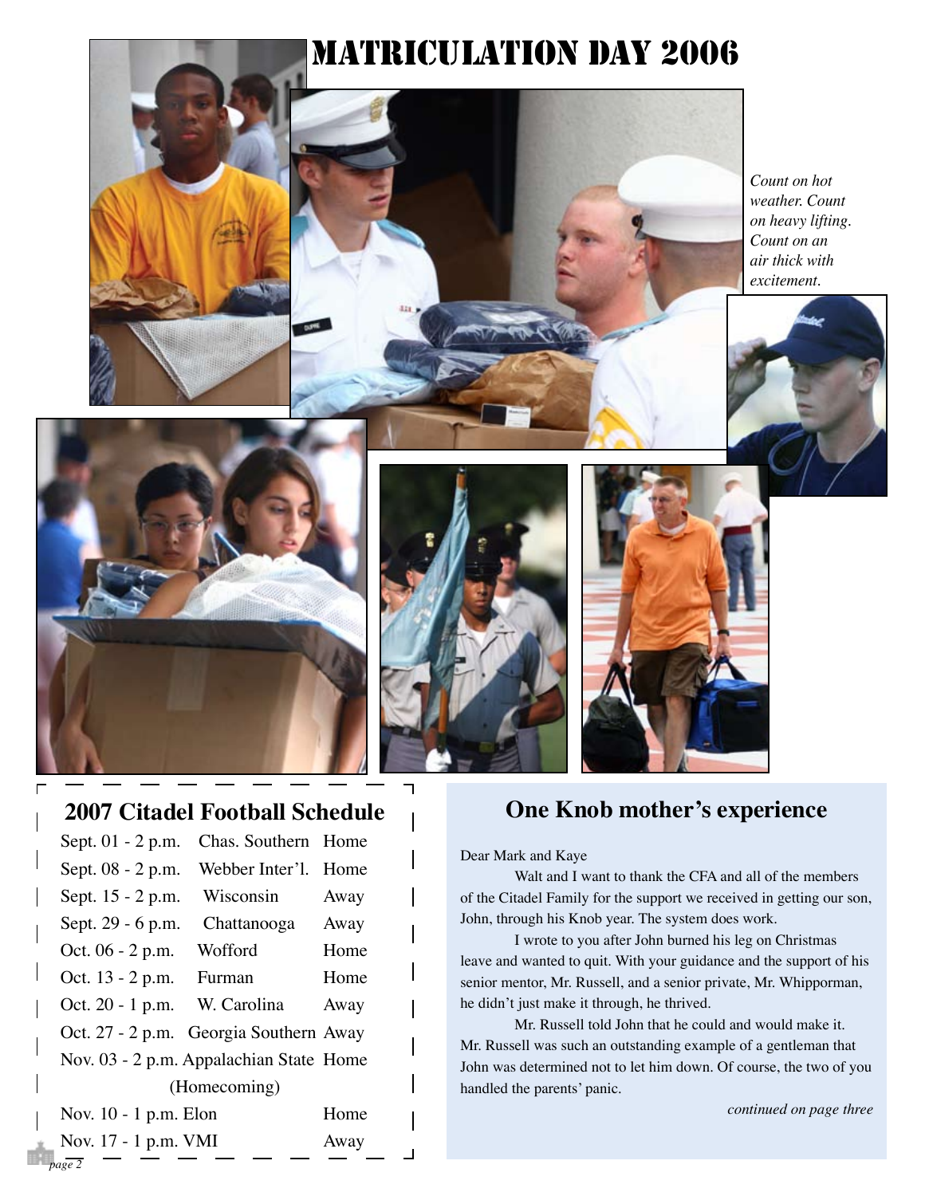# Matriculation Day 2006

*Count on hot weather. Count on heavy lifting. Count on an air thick with excitement.*

## 2007 Citadel Football Schedule

| Date | Opponent | Location |
|---|---|---|
| Sept. 01 - 2 p.m. | Chas. Southern | Home |
| Sept. 08 - 2 p.m. | Webber Inter'l. | Home |
| Sept. 15 - 2 p.m. | Wisconsin | Away |
| Sept. 29 - 6 p.m. | Chattanooga | Away |
| Oct. 06 - 2 p.m. | Wofford | Home |
| Oct. 13 - 2 p.m. | Furman | Home |
| Oct. 20 - 1 p.m. | W. Carolina | Away |
| Oct. 27 - 2 p.m. | Georgia Southern | Away |
| Nov. 03 - 2 p.m. | Appalachian State (Homecoming) | Home |
| Nov. 10 - 1 p.m. | Elon | Home |
| Nov. 17 - 1 p.m. | VMI | Away |

## One Knob mother's experience

Dear Mark and Kaye

Walt and I want to thank the CFA and all of the members of the Citadel Family for the support we received in getting our son, John, through his Knob year. The system does work.

I wrote to you after John burned his leg on Christmas leave and wanted to quit. With your guidance and the support of his senior mentor, Mr. Russell, and a senior private, Mr. Whipporman, he didn't just make it through, he thrived.

Mr. Russell told John that he could and would make it. Mr. Russell was such an outstanding example of a gentleman that John was determined not to let him down. Of course, the two of you handled the parents' panic.

*continued on page three*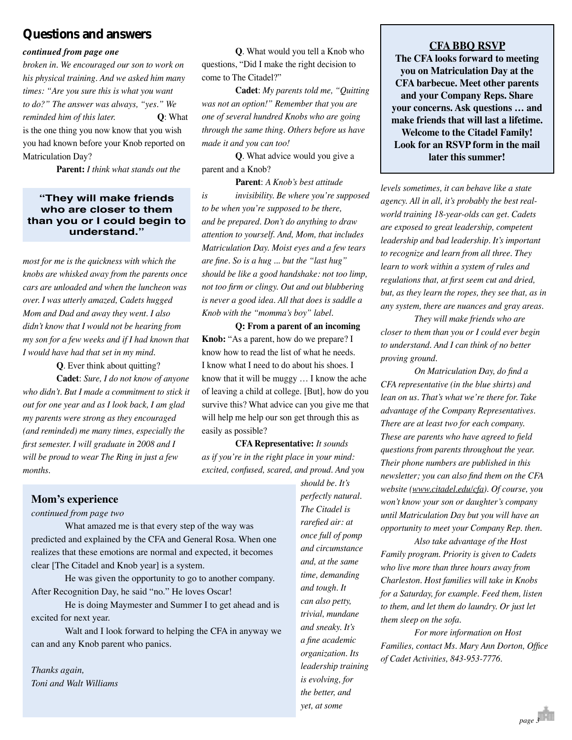## Questions and answers

***continued from page one***

*broken in. We encouraged our son to work on his physical training. And we asked him many times: "Are you sure this is what you want to do?" The answer was always, "yes." We reminded him of this later.*

**Q**: What is the one thing you now know that you wish you had known before your Knob reported on Matriculation Day?

**Parent:** *I think what stands out the most for me is the quickness with which the knobs are whisked away from the parents once cars are unloaded and when the luncheon was over. I was utterly amazed, Cadets hugged Mom and Dad and away they went. I also didn't know that I would not be hearing from my son for a few weeks and if I had known that I would have had that set in my mind.*

> **"They will make friends who are closer to them than you or I could begin to understand."**

**Q**. Ever think about quitting?

**Cadet**: *Sure, I do not know of anyone who didn't. But I made a commitment to stick it out for one year and as I look back, I am glad my parents were strong as they encouraged (and reminded) me many times, especially the first semester. I will graduate in 2008 and I will be proud to wear The Ring in just a few months.*

**Q**. What would you tell a Knob who questions, "Did I make the right decision to come to The Citadel?"

**Cadet**: *My parents told me, "Quitting was not an option!" Remember that you are one of several hundred Knobs who are going through the same thing. Others before us have made it and you can too!*

**Q**. What advice would you give a parent and a Knob?

**Parent**: *A Knob's best attitude is invisibility. Be where you're supposed to be when you're supposed to be there, and be prepared. Don't do anything to draw attention to yourself. And, Mom, that includes Matriculation Day. Moist eyes and a few tears are fine. So is a hug ... but the "last hug" should be like a good handshake: not too limp, not too firm or clingy. Out and out blubbering is never a good idea. All that does is saddle a Knob with the "momma's boy" label.*

**Q: From a parent of an incoming Knob:** "As a parent, how do we prepare? I know how to read the list of what he needs. I know what I need to do about his shoes. I know that it will be muggy … I know the ache of leaving a child at college. [But], how do you survive this? What advice can you give me that will help me help our son get through this as easily as possible?

**CFA Representative:** *It sounds as if you're in the right place in your mind: excited, confused, scared, and proud. And you should be. It's perfectly natural. The Citadel is rarefied air: at once full of pomp and circumstance and, at the same time, demanding and tough. It can also petty, trivial, mundane and sneaky. It's a fine academic organization. Its leadership training is evolving, for the better, and yet, at some levels sometimes, it can behave like a state agency. All in all, it's probably the best real-world training 18-year-olds can get. Cadets are exposed to great leadership, competent leadership and bad leadership. It's important to recognize and learn from all three. They learn to work within a system of rules and regulations that, at first seem cut and dried, but, as they learn the ropes, they see that, as in any system, there are nuances and gray areas.*

*They will make friends who are closer to them than you or I could ever begin to understand. And I can think of no better proving ground.*

*On Matriculation Day, do find a CFA representative (in the blue shirts) and lean on us. That's what we're there for. Take advantage of the Company Representatives. There are at least two for each company. These are parents who have agreed to field questions from parents throughout the year. Their phone numbers are published in this newsletter; you can also find them on the CFA website (www.citadel.edu/cfa). Of course, you won't know your son or daughter's company until Matriculation Day but you will have an opportunity to meet your Company Rep. then.*

*Also take advantage of the Host Family program. Priority is given to Cadets who live more than three hours away from Charleston. Host families will take in Knobs for a Saturday, for example. Feed them, listen to them, and let them do laundry. Or just let them sleep on the sofa.*

*For more information on Host Families, contact Ms. Mary Ann Dorton, Office of Cadet Activities, 843-953-7776.*

## CFA BBQ RSVP

**The CFA looks forward to meeting you on Matriculation Day at the CFA barbecue. Meet other parents and your Company Reps. Share your concerns. Ask questions … and make friends that will last a lifetime. Welcome to the Citadel Family! Look for an RSVP form in the mail later this summer!**

## Mom's experience

*continued from page two*

What amazed me is that every step of the way was predicted and explained by the CFA and General Rosa. When one realizes that these emotions are normal and expected, it becomes clear [The Citadel and Knob year] is a system.

He was given the opportunity to go to another company. After Recognition Day, he said "no." He loves Oscar!

He is doing Maymester and Summer I to get ahead and is excited for next year.

Walt and I look forward to helping the CFA in anyway we can and any Knob parent who panics.

*Thanks again,*
*Toni and Walt Williams*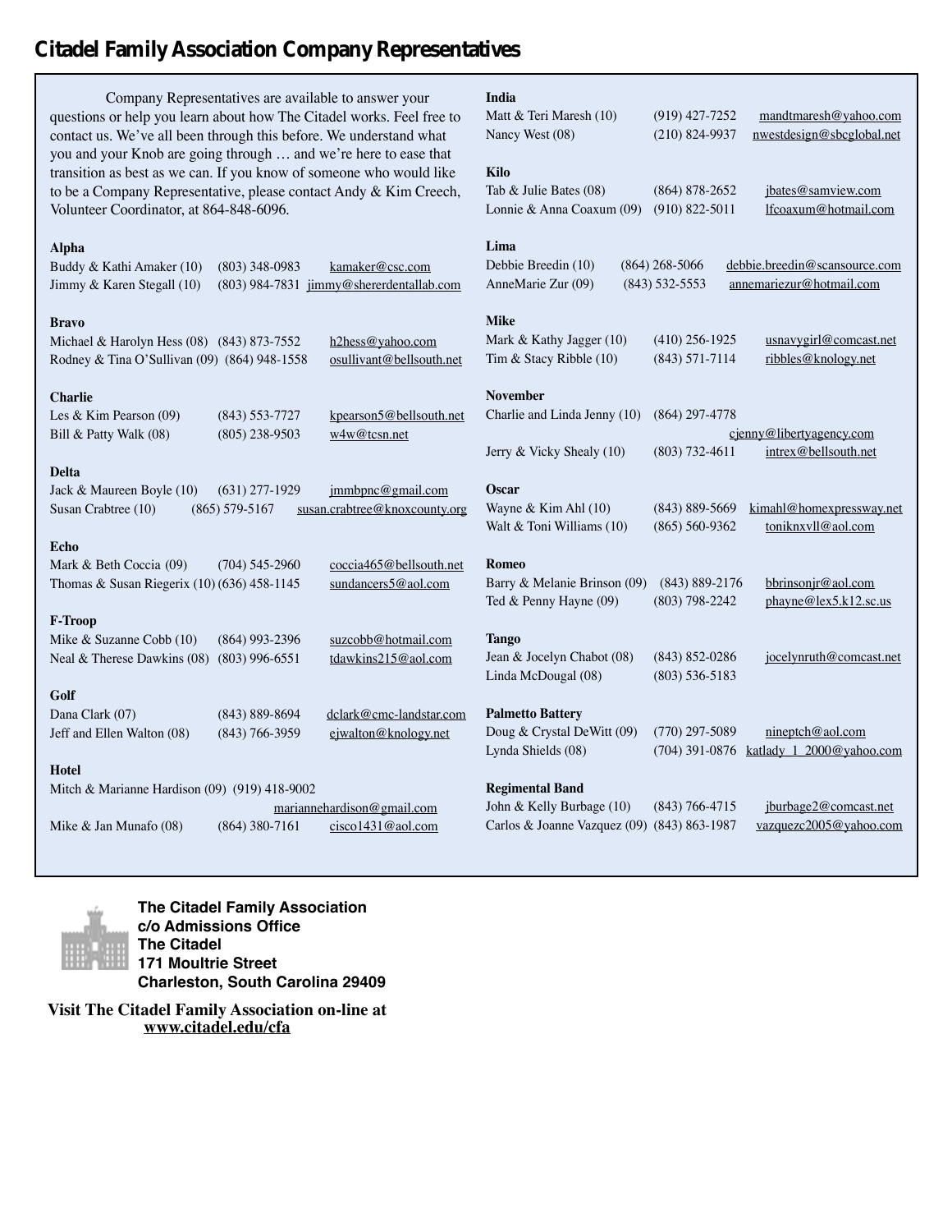# Citadel Family Association Company Representatives

Company Representatives are available to answer your questions or help you learn about how The Citadel works. Feel free to contact us. We've all been through this before. We understand what you and your Knob are going through … and we're here to ease that transition as best as we can. If you know of someone who would like to be a Company Representative, please contact Andy & Kim Creech, Volunteer Coordinator, at 864-848-6096.

**Alpha**
Buddy & Kathi Amaker (10) (803) 348-0983 kamaker@csc.com
Jimmy & Karen Stegall (10) (803) 984-7831 jimmy@shererdentallab.com

**Bravo**
Michael & Harolyn Hess (08) (843) 873-7552 h2hess@yahoo.com
Rodney & Tina O'Sullivan (09) (864) 948-1558 osullivant@bellsouth.net

**Charlie**
Les & Kim Pearson (09) (843) 553-7727 kpearson5@bellsouth.net
Bill & Patty Walk (08) (805) 238-9503 w4w@tcsn.net

**Delta**
Jack & Maureen Boyle (10) (631) 277-1929 jmmbpnc@gmail.com
Susan Crabtree (10) (865) 579-5167 susan.crabtree@knoxcounty.org

**Echo**
Mark & Beth Coccia (09) (704) 545-2960 coccia465@bellsouth.net
Thomas & Susan Riegerix (10) (636) 458-1145 sundancers5@aol.com

**F-Troop**
Mike & Suzanne Cobb (10) (864) 993-2396 suzcobb@hotmail.com
Neal & Therese Dawkins (08) (803) 996-6551 tdawkins215@aol.com

**Golf**
Dana Clark (07) (843) 889-8694 dclark@cmc-landstar.com
Jeff and Ellen Walton (08) (843) 766-3959 ejwalton@knology.net

**Hotel**
Mitch & Marianne Hardison (09) (919) 418-9002 mariannehardison@gmail.com
Mike & Jan Munafo (08) (864) 380-7161 cisco1431@aol.com

**India**
Matt & Teri Maresh (10) (919) 427-7252 mandtmaresh@yahoo.com
Nancy West (08) (210) 824-9937 nwestdesign@sbcglobal.net

**Kilo**
Tab & Julie Bates (08) (864) 878-2652 jbates@samview.com
Lonnie & Anna Coaxum (09) (910) 822-5011 lfcoaxum@hotmail.com

**Lima**
Debbie Breedin (10) (864) 268-5066 debbie.breedin@scansource.com
AnneMarie Zur (09) (843) 532-5553 annemariezur@hotmail.com

**Mike**
Mark & Kathy Jagger (10) (410) 256-1925 usnavygirl@comcast.net
Tim & Stacy Ribble (10) (843) 571-7114 ribbles@knology.net

**November**
Charlie and Linda Jenny (10) (864) 297-4778 cjenny@libertyagency.com
Jerry & Vicky Shealy (10) (803) 732-4611 intrex@bellsouth.net

**Oscar**
Wayne & Kim Ahl (10) (843) 889-5669 kimahl@homexpressway.net
Walt & Toni Williams (10) (865) 560-9362 toniknxvll@aol.com

**Romeo**
Barry & Melanie Brinson (09) (843) 889-2176 bbrinsonjr@aol.com
Ted & Penny Hayne (09) (803) 798-2242 phayne@lex5.k12.sc.us

**Tango**
Jean & Jocelyn Chabot (08) (843) 852-0286 jocelynruth@comcast.net
Linda McDougal (08) (803) 536-5183

**Palmetto Battery**
Doug & Crystal DeWitt (09) (770) 297-5089 nineptch@aol.com
Lynda Shields (08) (704) 391-0876 katlady_1_2000@yahoo.com

**Regimental Band**
John & Kelly Burbage (10) (843) 766-4715 jburbage2@comcast.net
Carlos & Joanne Vazquez (09) (843) 863-1987 vazquezc2005@yahoo.com

**The Citadel Family Association**
**c/o Admissions Office**
**The Citadel**
**171 Moultrie Street**
**Charleston, South Carolina 29409**

**Visit The Citadel Family Association on-line at www.citadel.edu/cfa**